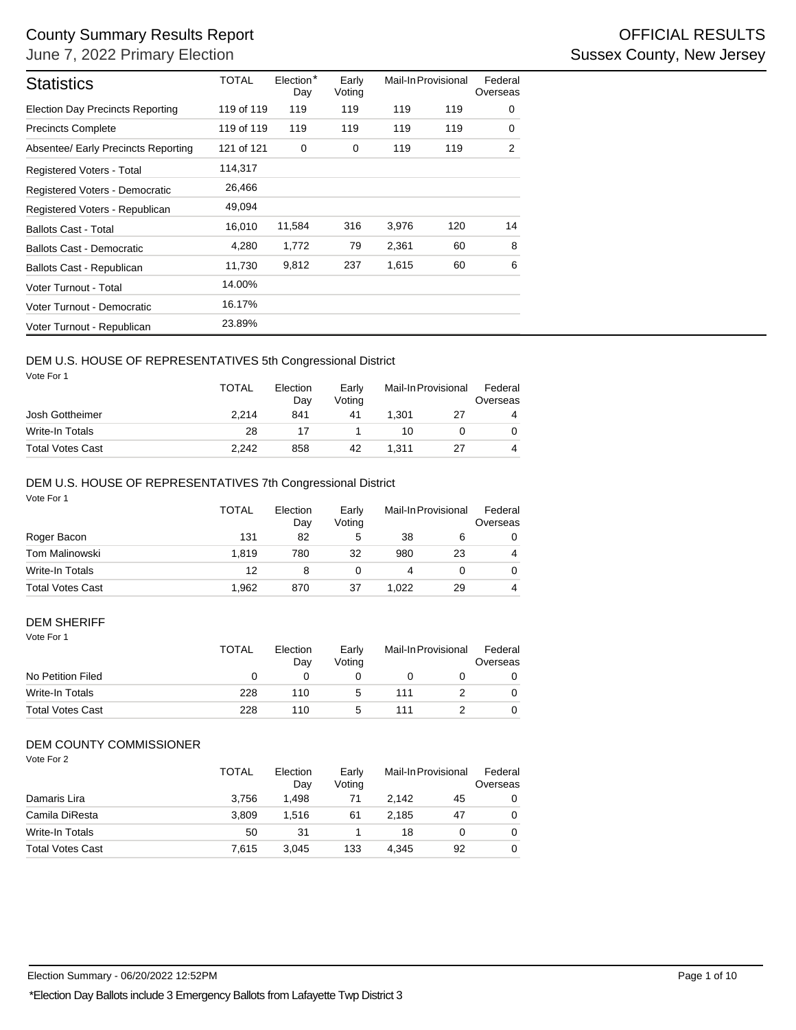# County Summary Results Report

June 7, 2022 Primary Election

**OFFICIAL RESULTS**

**Sussex County, New Jersey**

| Statistics | TOTAL | Election* Day | Early Voting | Mail-In | Provisional | Federal Overseas |
|---|---|---|---|---|---|---|
| Election Day Precincts Reporting | 119 of 119 | 119 | 119 | 119 | 119 | 0 |
| Precincts Complete | 119 of 119 | 119 | 119 | 119 | 119 | 0 |
| Absentee/ Early Precincts Reporting | 121 of 121 | 0 | 0 | 119 | 119 | 2 |
| Registered Voters - Total | 114,317 | | | | | |
| Registered Voters - Democratic | 26,466 | | | | | |
| Registered Voters - Republican | 49,094 | | | | | |
| Ballots Cast - Total | 16,010 | 11,584 | 316 | 3,976 | 120 | 14 |
| Ballots Cast - Democratic | 4,280 | 1,772 | 79 | 2,361 | 60 | 8 |
| Ballots Cast - Republican | 11,730 | 9,812 | 237 | 1,615 | 60 | 6 |
| Voter Turnout - Total | 14.00% | | | | | |
| Voter Turnout - Democratic | 16.17% | | | | | |
| Voter Turnout - Republican | 23.89% | | | | | |

## DEM U.S. HOUSE OF REPRESENTATIVES 5th Congressional District

Vote For 1

| | TOTAL | Election Day | Early Voting | Mail-In | Provisional | Federal Overseas |
|---|---|---|---|---|---|---|
| Josh Gottheimer | 2,214 | 841 | 41 | 1,301 | 27 | 4 |
| Write-In Totals | 28 | 17 | 1 | 10 | 0 | 0 |
| Total Votes Cast | 2,242 | 858 | 42 | 1,311 | 27 | 4 |

## DEM U.S. HOUSE OF REPRESENTATIVES 7th Congressional District

Vote For 1

| | TOTAL | Election Day | Early Voting | Mail-In | Provisional | Federal Overseas |
|---|---|---|---|---|---|---|
| Roger Bacon | 131 | 82 | 5 | 38 | 6 | 0 |
| Tom Malinowski | 1,819 | 780 | 32 | 980 | 23 | 4 |
| Write-In Totals | 12 | 8 | 0 | 4 | 0 | 0 |
| Total Votes Cast | 1,962 | 870 | 37 | 1,022 | 29 | 4 |

## DEM SHERIFF

Vote For 1

| | TOTAL | Election Day | Early Voting | Mail-In | Provisional | Federal Overseas |
|---|---|---|---|---|---|---|
| No Petition Filed | 0 | 0 | 0 | 0 | 0 | 0 |
| Write-In Totals | 228 | 110 | 5 | 111 | 2 | 0 |
| Total Votes Cast | 228 | 110 | 5 | 111 | 2 | 0 |

## DEM COUNTY COMMISSIONER

Vote For 2

| | TOTAL | Election Day | Early Voting | Mail-In | Provisional | Federal Overseas |
|---|---|---|---|---|---|---|
| Damaris Lira | 3,756 | 1,498 | 71 | 2,142 | 45 | 0 |
| Camila DiResta | 3,809 | 1,516 | 61 | 2,185 | 47 | 0 |
| Write-In Totals | 50 | 31 | 1 | 18 | 0 | 0 |
| Total Votes Cast | 7,615 | 3,045 | 133 | 4,345 | 92 | 0 |

Election Summary - 06/20/2022 12:52PM

*Election Day Ballots include 3 Emergency Ballots from Lafayette Twp District 3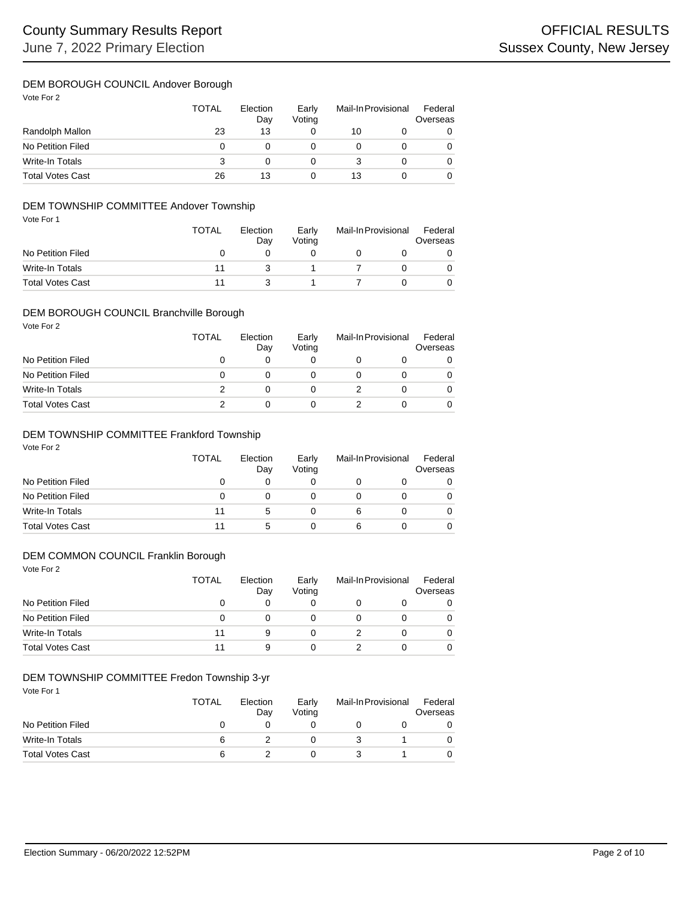### DEM BOROUGH COUNCIL Andover Borough

Vote For 2

| | TOTAL | Election Day | Early Voting | Mail-In | Provisional | Federal Overseas |
|---|---|---|---|---|---|---|
| Randolph Mallon | 23 | 13 | 0 | 10 | 0 | 0 |
| No Petition Filed | 0 | 0 | 0 | 0 | 0 | 0 |
| Write-In Totals | 3 | 0 | 0 | 3 | 0 | 0 |
| Total Votes Cast | 26 | 13 | 0 | 13 | 0 | 0 |

### DEM TOWNSHIP COMMITTEE Andover Township

Vote For 1

| | TOTAL | Election Day | Early Voting | Mail-In | Provisional | Federal Overseas |
|---|---|---|---|---|---|---|
| No Petition Filed | 0 | 0 | 0 | 0 | 0 | 0 |
| Write-In Totals | 11 | 3 | 1 | 7 | 0 | 0 |
| Total Votes Cast | 11 | 3 | 1 | 7 | 0 | 0 |

### DEM BOROUGH COUNCIL Branchville Borough

Vote For 2

| | TOTAL | Election Day | Early Voting | Mail-In | Provisional | Federal Overseas |
|---|---|---|---|---|---|---|
| No Petition Filed | 0 | 0 | 0 | 0 | 0 | 0 |
| No Petition Filed | 0 | 0 | 0 | 0 | 0 | 0 |
| Write-In Totals | 2 | 0 | 0 | 2 | 0 | 0 |
| Total Votes Cast | 2 | 0 | 0 | 2 | 0 | 0 |

### DEM TOWNSHIP COMMITTEE Frankford Township

Vote For 2

| | TOTAL | Election Day | Early Voting | Mail-In | Provisional | Federal Overseas |
|---|---|---|---|---|---|---|
| No Petition Filed | 0 | 0 | 0 | 0 | 0 | 0 |
| No Petition Filed | 0 | 0 | 0 | 0 | 0 | 0 |
| Write-In Totals | 11 | 5 | 0 | 6 | 0 | 0 |
| Total Votes Cast | 11 | 5 | 0 | 6 | 0 | 0 |

### DEM COMMON COUNCIL Franklin Borough

Vote For 2

| | TOTAL | Election Day | Early Voting | Mail-In | Provisional | Federal Overseas |
|---|---|---|---|---|---|---|
| No Petition Filed | 0 | 0 | 0 | 0 | 0 | 0 |
| No Petition Filed | 0 | 0 | 0 | 0 | 0 | 0 |
| Write-In Totals | 11 | 9 | 0 | 2 | 0 | 0 |
| Total Votes Cast | 11 | 9 | 0 | 2 | 0 | 0 |

### DEM TOWNSHIP COMMITTEE Fredon Township 3-yr

Vote For 1

| | TOTAL | Election Day | Early Voting | Mail-In | Provisional | Federal Overseas |
|---|---|---|---|---|---|---|
| No Petition Filed | 0 | 0 | 0 | 0 | 0 | 0 |
| Write-In Totals | 6 | 2 | 0 | 3 | 1 | 0 |
| Total Votes Cast | 6 | 2 | 0 | 3 | 1 | 0 |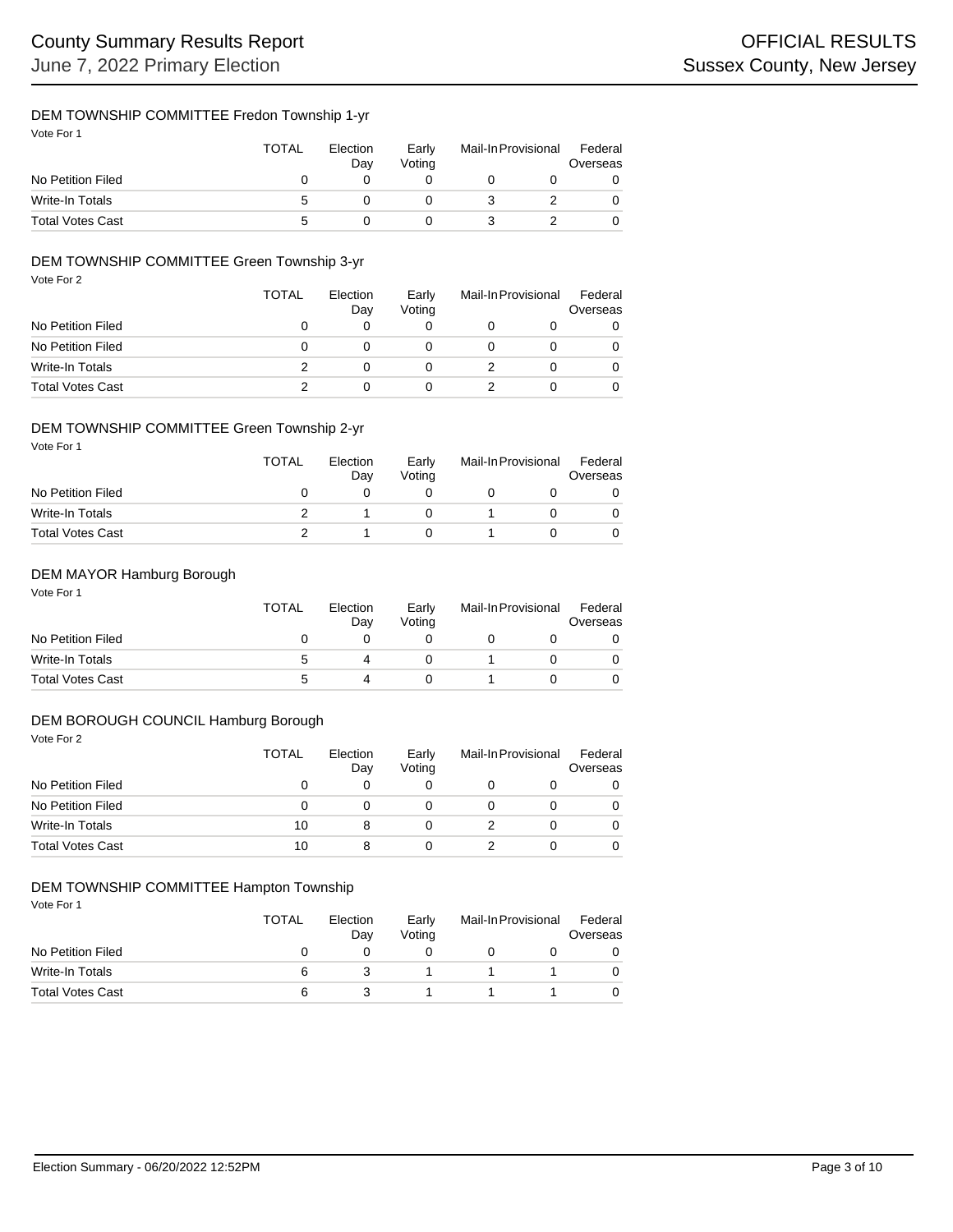## DEM TOWNSHIP COMMITTEE Fredon Township 1-yr

Vote For 1

| | TOTAL | Election Day | Early Voting | Mail-In | Provisional | Federal Overseas |
|---|---|---|---|---|---|---|
| No Petition Filed | 0 | 0 | 0 | 0 | 0 | 0 |
| Write-In Totals | 5 | 0 | 0 | 3 | 2 | 0 |
| Total Votes Cast | 5 | 0 | 0 | 3 | 2 | 0 |

## DEM TOWNSHIP COMMITTEE Green Township 3-yr

Vote For 2

| | TOTAL | Election Day | Early Voting | Mail-In | Provisional | Federal Overseas |
|---|---|---|---|---|---|---|
| No Petition Filed | 0 | 0 | 0 | 0 | 0 | 0 |
| No Petition Filed | 0 | 0 | 0 | 0 | 0 | 0 |
| Write-In Totals | 2 | 0 | 0 | 2 | 0 | 0 |
| Total Votes Cast | 2 | 0 | 0 | 2 | 0 | 0 |

## DEM TOWNSHIP COMMITTEE Green Township 2-yr

Vote For 1

| | TOTAL | Election Day | Early Voting | Mail-In | Provisional | Federal Overseas |
|---|---|---|---|---|---|---|
| No Petition Filed | 0 | 0 | 0 | 0 | 0 | 0 |
| Write-In Totals | 2 | 1 | 0 | 1 | 0 | 0 |
| Total Votes Cast | 2 | 1 | 0 | 1 | 0 | 0 |

## DEM MAYOR Hamburg Borough

Vote For 1

| | TOTAL | Election Day | Early Voting | Mail-In | Provisional | Federal Overseas |
|---|---|---|---|---|---|---|
| No Petition Filed | 0 | 0 | 0 | 0 | 0 | 0 |
| Write-In Totals | 5 | 4 | 0 | 1 | 0 | 0 |
| Total Votes Cast | 5 | 4 | 0 | 1 | 0 | 0 |

## DEM BOROUGH COUNCIL Hamburg Borough

Vote For 2

| | TOTAL | Election Day | Early Voting | Mail-In | Provisional | Federal Overseas |
|---|---|---|---|---|---|---|
| No Petition Filed | 0 | 0 | 0 | 0 | 0 | 0 |
| No Petition Filed | 0 | 0 | 0 | 0 | 0 | 0 |
| Write-In Totals | 10 | 8 | 0 | 2 | 0 | 0 |
| Total Votes Cast | 10 | 8 | 0 | 2 | 0 | 0 |

## DEM TOWNSHIP COMMITTEE Hampton Township

Vote For 1

| | TOTAL | Election Day | Early Voting | Mail-In | Provisional | Federal Overseas |
|---|---|---|---|---|---|---|
| No Petition Filed | 0 | 0 | 0 | 0 | 0 | 0 |
| Write-In Totals | 6 | 3 | 1 | 1 | 1 | 0 |
| Total Votes Cast | 6 | 3 | 1 | 1 | 1 | 0 |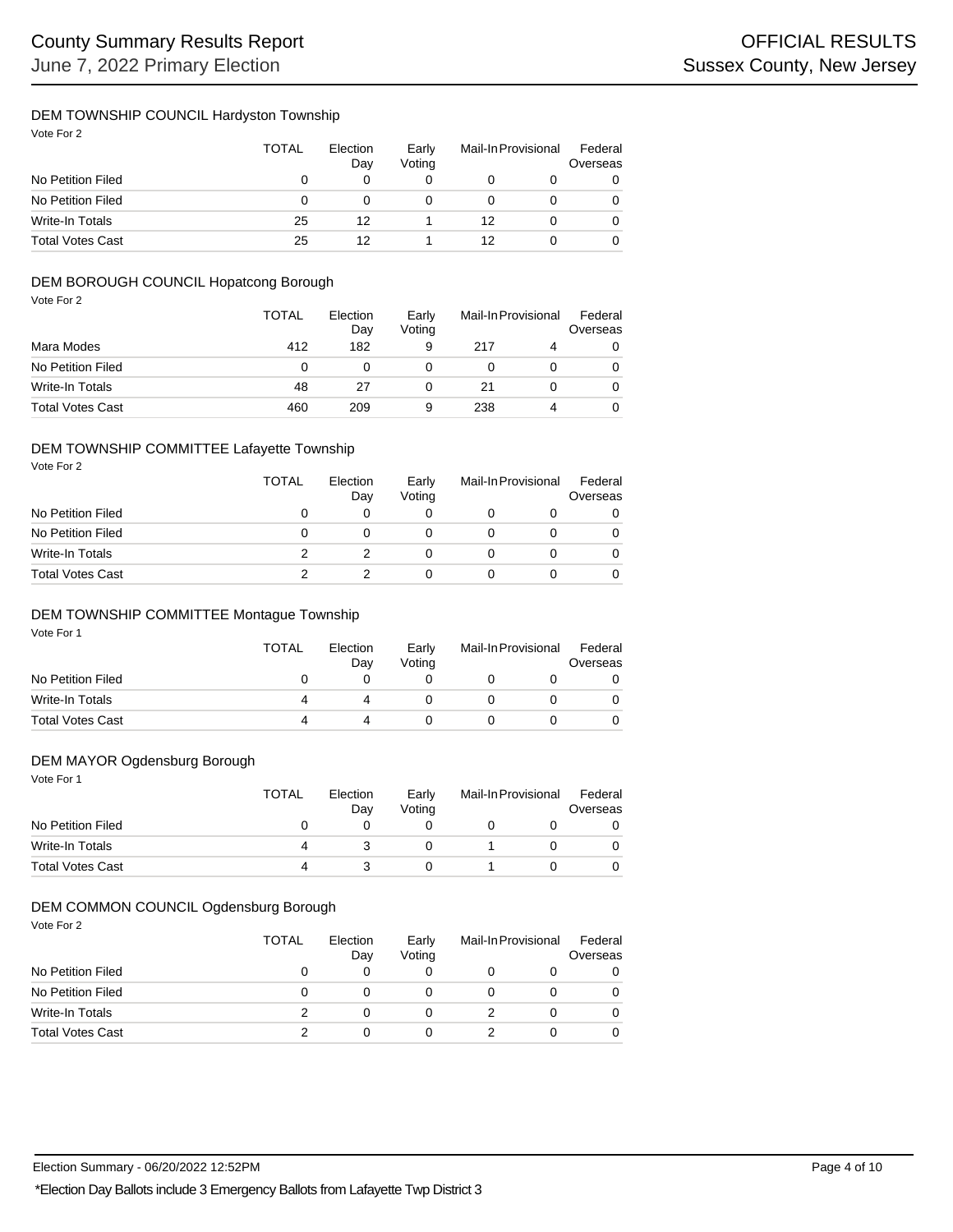### DEM TOWNSHIP COUNCIL Hardyston Township

Vote For 2

| | TOTAL | Election Day | Early Voting | Mail-In | Provisional | Federal Overseas |
|---|---|---|---|---|---|---|
| No Petition Filed | 0 | 0 | 0 | 0 | 0 | 0 |
| No Petition Filed | 0 | 0 | 0 | 0 | 0 | 0 |
| Write-In Totals | 25 | 12 | 1 | 12 | 0 | 0 |
| Total Votes Cast | 25 | 12 | 1 | 12 | 0 | 0 |

### DEM BOROUGH COUNCIL Hopatcong Borough

Vote For 2

| | TOTAL | Election Day | Early Voting | Mail-In | Provisional | Federal Overseas |
|---|---|---|---|---|---|---|
| Mara Modes | 412 | 182 | 9 | 217 | 4 | 0 |
| No Petition Filed | 0 | 0 | 0 | 0 | 0 | 0 |
| Write-In Totals | 48 | 27 | 0 | 21 | 0 | 0 |
| Total Votes Cast | 460 | 209 | 9 | 238 | 4 | 0 |

### DEM TOWNSHIP COMMITTEE Lafayette Township

Vote For 2

| | TOTAL | Election Day | Early Voting | Mail-In | Provisional | Federal Overseas |
|---|---|---|---|---|---|---|
| No Petition Filed | 0 | 0 | 0 | 0 | 0 | 0 |
| No Petition Filed | 0 | 0 | 0 | 0 | 0 | 0 |
| Write-In Totals | 2 | 2 | 0 | 0 | 0 | 0 |
| Total Votes Cast | 2 | 2 | 0 | 0 | 0 | 0 |

### DEM TOWNSHIP COMMITTEE Montague Township

Vote For 1

| | TOTAL | Election Day | Early Voting | Mail-In | Provisional | Federal Overseas |
|---|---|---|---|---|---|---|
| No Petition Filed | 0 | 0 | 0 | 0 | 0 | 0 |
| Write-In Totals | 4 | 4 | 0 | 0 | 0 | 0 |
| Total Votes Cast | 4 | 4 | 0 | 0 | 0 | 0 |

### DEM MAYOR Ogdensburg Borough

Vote For 1

| | TOTAL | Election Day | Early Voting | Mail-In | Provisional | Federal Overseas |
|---|---|---|---|---|---|---|
| No Petition Filed | 0 | 0 | 0 | 0 | 0 | 0 |
| Write-In Totals | 4 | 3 | 0 | 1 | 0 | 0 |
| Total Votes Cast | 4 | 3 | 0 | 1 | 0 | 0 |

### DEM COMMON COUNCIL Ogdensburg Borough

Vote For 2

| | TOTAL | Election Day | Early Voting | Mail-In | Provisional | Federal Overseas |
|---|---|---|---|---|---|---|
| No Petition Filed | 0 | 0 | 0 | 0 | 0 | 0 |
| No Petition Filed | 0 | 0 | 0 | 0 | 0 | 0 |
| Write-In Totals | 2 | 0 | 0 | 2 | 0 | 0 |
| Total Votes Cast | 2 | 0 | 0 | 2 | 0 | 0 |

*Election Day Ballots include 3 Emergency Ballots from Lafayette Twp District 3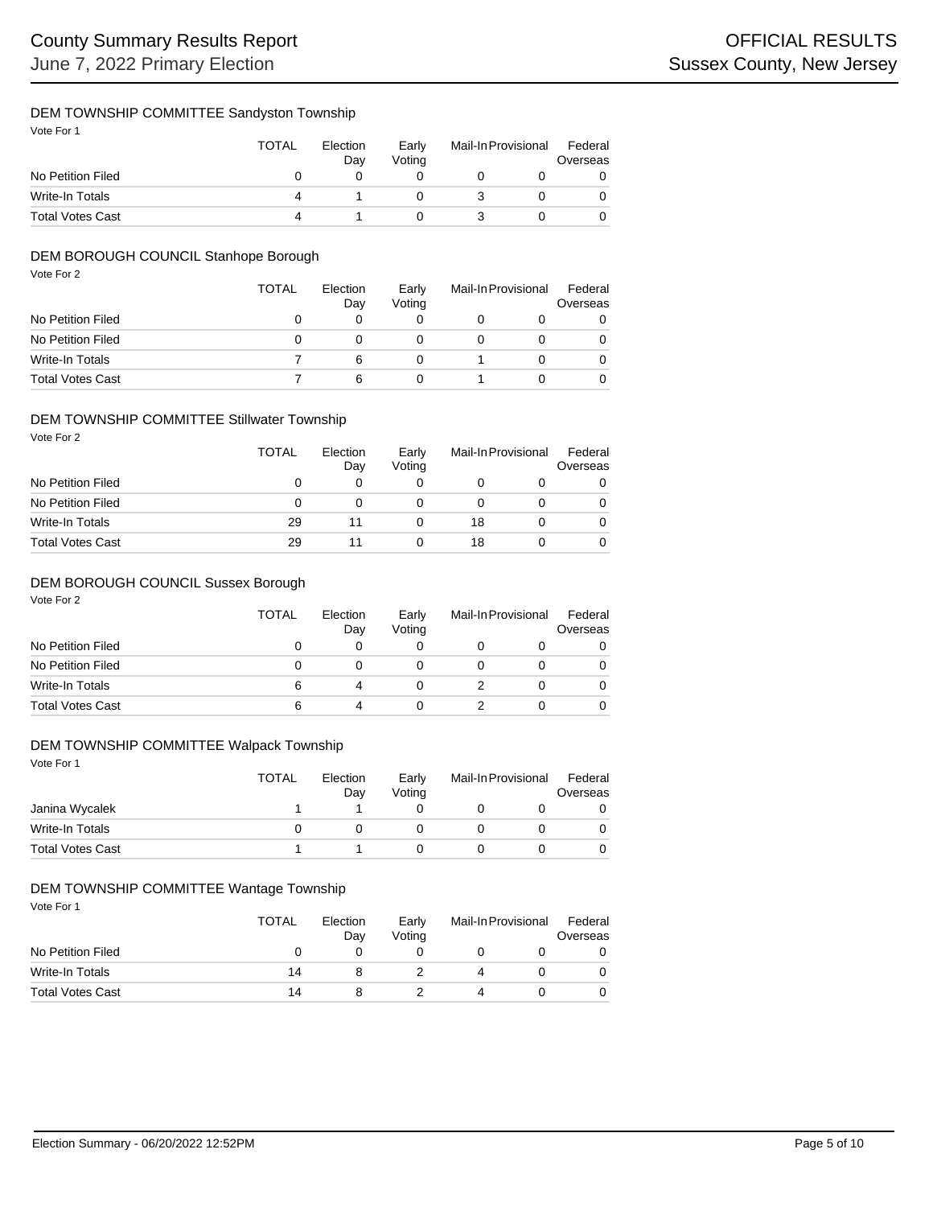## DEM TOWNSHIP COMMITTEE Sandyston Township

Vote For 1

| | TOTAL | Election Day | Early Voting | Mail-In | Provisional | Federal Overseas |
|---|---|---|---|---|---|---|
| No Petition Filed | 0 | 0 | 0 | 0 | 0 | 0 |
| Write-In Totals | 4 | 1 | 0 | 3 | 0 | 0 |
| Total Votes Cast | 4 | 1 | 0 | 3 | 0 | 0 |

## DEM BOROUGH COUNCIL Stanhope Borough

Vote For 2

| | TOTAL | Election Day | Early Voting | Mail-In | Provisional | Federal Overseas |
|---|---|---|---|---|---|---|
| No Petition Filed | 0 | 0 | 0 | 0 | 0 | 0 |
| No Petition Filed | 0 | 0 | 0 | 0 | 0 | 0 |
| Write-In Totals | 7 | 6 | 0 | 1 | 0 | 0 |
| Total Votes Cast | 7 | 6 | 0 | 1 | 0 | 0 |

## DEM TOWNSHIP COMMITTEE Stillwater Township

Vote For 2

| | TOTAL | Election Day | Early Voting | Mail-In | Provisional | Federal Overseas |
|---|---|---|---|---|---|---|
| No Petition Filed | 0 | 0 | 0 | 0 | 0 | 0 |
| No Petition Filed | 0 | 0 | 0 | 0 | 0 | 0 |
| Write-In Totals | 29 | 11 | 0 | 18 | 0 | 0 |
| Total Votes Cast | 29 | 11 | 0 | 18 | 0 | 0 |

## DEM BOROUGH COUNCIL Sussex Borough

Vote For 2

| | TOTAL | Election Day | Early Voting | Mail-In | Provisional | Federal Overseas |
|---|---|---|---|---|---|---|
| No Petition Filed | 0 | 0 | 0 | 0 | 0 | 0 |
| No Petition Filed | 0 | 0 | 0 | 0 | 0 | 0 |
| Write-In Totals | 6 | 4 | 0 | 2 | 0 | 0 |
| Total Votes Cast | 6 | 4 | 0 | 2 | 0 | 0 |

## DEM TOWNSHIP COMMITTEE Walpack Township

Vote For 1

| | TOTAL | Election Day | Early Voting | Mail-In | Provisional | Federal Overseas |
|---|---|---|---|---|---|---|
| Janina Wycalek | 1 | 1 | 0 | 0 | 0 | 0 |
| Write-In Totals | 0 | 0 | 0 | 0 | 0 | 0 |
| Total Votes Cast | 1 | 1 | 0 | 0 | 0 | 0 |

## DEM TOWNSHIP COMMITTEE Wantage Township

Vote For 1

| | TOTAL | Election Day | Early Voting | Mail-In | Provisional | Federal Overseas |
|---|---|---|---|---|---|---|
| No Petition Filed | 0 | 0 | 0 | 0 | 0 | 0 |
| Write-In Totals | 14 | 8 | 2 | 4 | 0 | 0 |
| Total Votes Cast | 14 | 8 | 2 | 4 | 0 | 0 |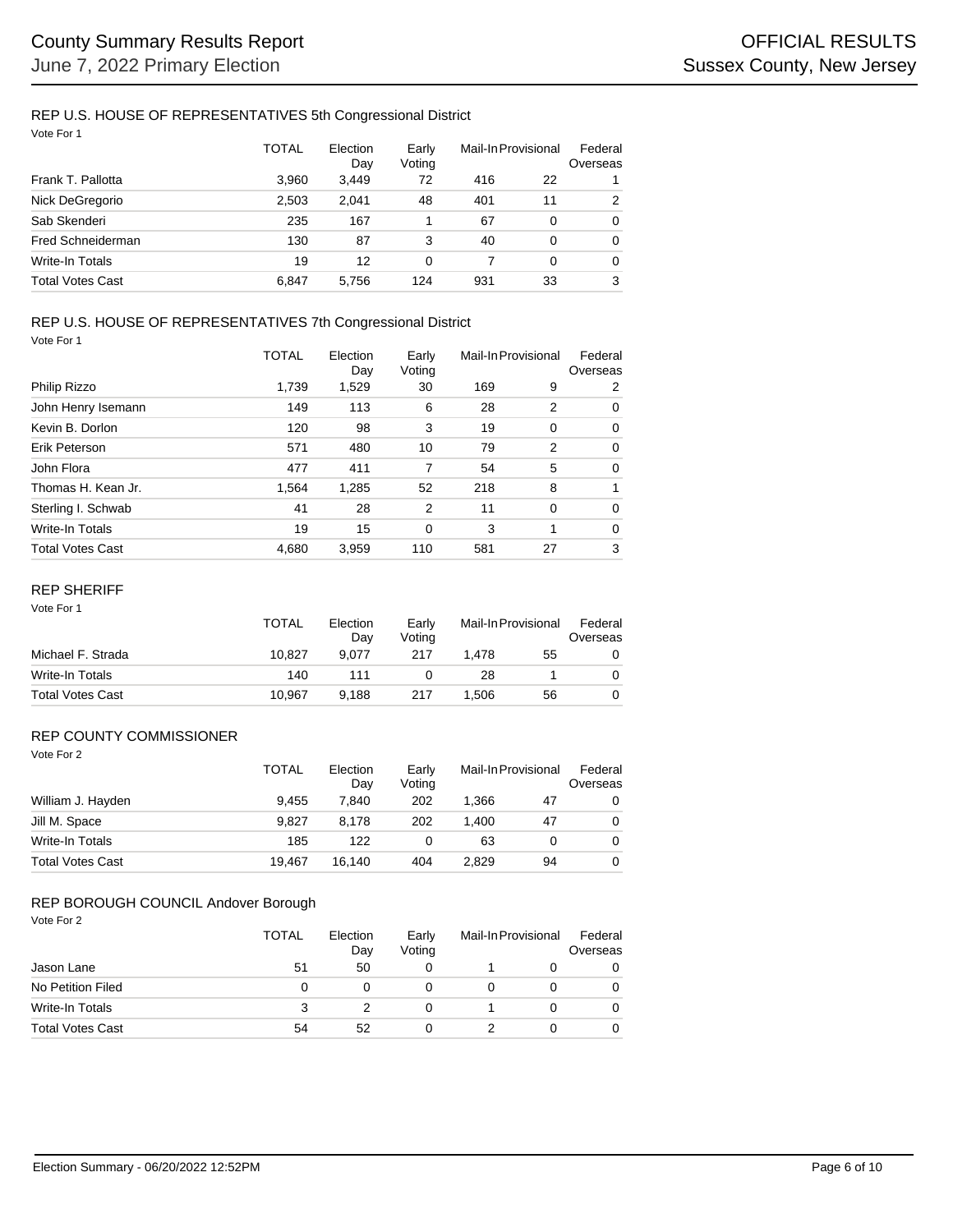## REP U.S. HOUSE OF REPRESENTATIVES 5th Congressional District

Vote For 1

| | TOTAL | Election Day | Early Voting | Mail-In | Provisional | Federal Overseas |
|---|---|---|---|---|---|---|
| Frank T. Pallotta | 3,960 | 3,449 | 72 | 416 | 22 | 1 |
| Nick DeGregorio | 2,503 | 2,041 | 48 | 401 | 11 | 2 |
| Sab Skenderi | 235 | 167 | 1 | 67 | 0 | 0 |
| Fred Schneiderman | 130 | 87 | 3 | 40 | 0 | 0 |
| Write-In Totals | 19 | 12 | 0 | 7 | 0 | 0 |
| Total Votes Cast | 6,847 | 5,756 | 124 | 931 | 33 | 3 |

## REP U.S. HOUSE OF REPRESENTATIVES 7th Congressional District

Vote For 1

| | TOTAL | Election Day | Early Voting | Mail-In | Provisional | Federal Overseas |
|---|---|---|---|---|---|---|
| Philip Rizzo | 1,739 | 1,529 | 30 | 169 | 9 | 2 |
| John Henry Isemann | 149 | 113 | 6 | 28 | 2 | 0 |
| Kevin B. Dorlon | 120 | 98 | 3 | 19 | 0 | 0 |
| Erik Peterson | 571 | 480 | 10 | 79 | 2 | 0 |
| John Flora | 477 | 411 | 7 | 54 | 5 | 0 |
| Thomas H. Kean Jr. | 1,564 | 1,285 | 52 | 218 | 8 | 1 |
| Sterling I. Schwab | 41 | 28 | 2 | 11 | 0 | 0 |
| Write-In Totals | 19 | 15 | 0 | 3 | 1 | 0 |
| Total Votes Cast | 4,680 | 3,959 | 110 | 581 | 27 | 3 |

## REP SHERIFF

Vote For 1

| | TOTAL | Election Day | Early Voting | Mail-In | Provisional | Federal Overseas |
|---|---|---|---|---|---|---|
| Michael F. Strada | 10,827 | 9,077 | 217 | 1,478 | 55 | 0 |
| Write-In Totals | 140 | 111 | 0 | 28 | 1 | 0 |
| Total Votes Cast | 10,967 | 9,188 | 217 | 1,506 | 56 | 0 |

## REP COUNTY COMMISSIONER

Vote For 2

| | TOTAL | Election Day | Early Voting | Mail-In | Provisional | Federal Overseas |
|---|---|---|---|---|---|---|
| William J. Hayden | 9,455 | 7,840 | 202 | 1,366 | 47 | 0 |
| Jill M. Space | 9,827 | 8,178 | 202 | 1,400 | 47 | 0 |
| Write-In Totals | 185 | 122 | 0 | 63 | 0 | 0 |
| Total Votes Cast | 19,467 | 16,140 | 404 | 2,829 | 94 | 0 |

## REP BOROUGH COUNCIL Andover Borough

Vote For 2

| | TOTAL | Election Day | Early Voting | Mail-In | Provisional | Federal Overseas |
|---|---|---|---|---|---|---|
| Jason Lane | 51 | 50 | 0 | 1 | 0 | 0 |
| No Petition Filed | 0 | 0 | 0 | 0 | 0 | 0 |
| Write-In Totals | 3 | 2 | 0 | 1 | 0 | 0 |
| Total Votes Cast | 54 | 52 | 0 | 2 | 0 | 0 |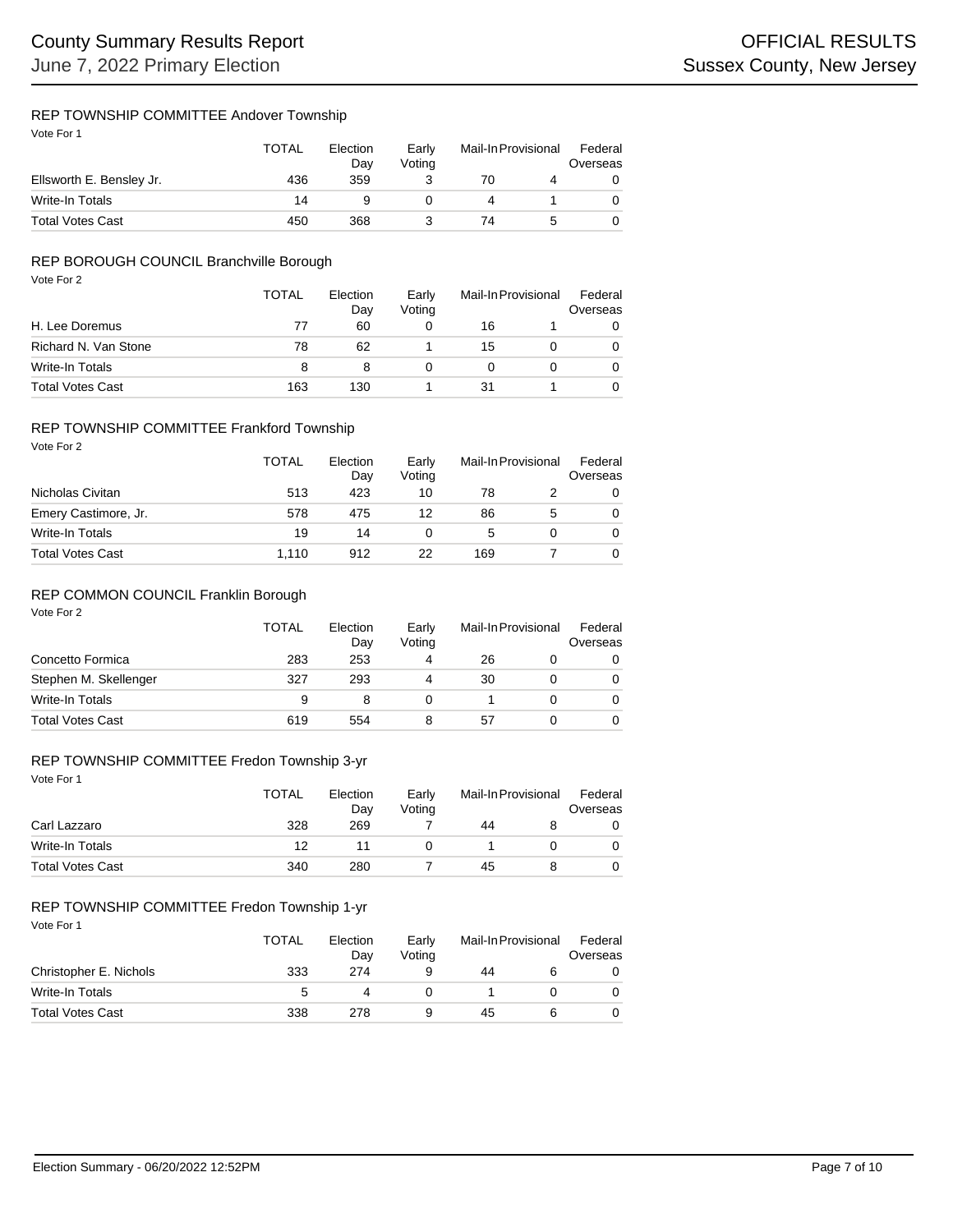## REP TOWNSHIP COMMITTEE Andover Township

Vote For 1

| | TOTAL | Election Day | Early Voting | Mail-In | Provisional | Federal Overseas |
|---|---|---|---|---|---|---|
| Ellsworth E. Bensley Jr. | 436 | 359 | 3 | 70 | 4 | 0 |
| Write-In Totals | 14 | 9 | 0 | 4 | 1 | 0 |
| Total Votes Cast | 450 | 368 | 3 | 74 | 5 | 0 |

## REP BOROUGH COUNCIL Branchville Borough

Vote For 2

| | TOTAL | Election Day | Early Voting | Mail-In | Provisional | Federal Overseas |
|---|---|---|---|---|---|---|
| H. Lee Doremus | 77 | 60 | 0 | 16 | 1 | 0 |
| Richard N. Van Stone | 78 | 62 | 1 | 15 | 0 | 0 |
| Write-In Totals | 8 | 8 | 0 | 0 | 0 | 0 |
| Total Votes Cast | 163 | 130 | 1 | 31 | 1 | 0 |

## REP TOWNSHIP COMMITTEE Frankford Township

Vote For 2

| | TOTAL | Election Day | Early Voting | Mail-In | Provisional | Federal Overseas |
|---|---|---|---|---|---|---|
| Nicholas Civitan | 513 | 423 | 10 | 78 | 2 | 0 |
| Emery Castimore, Jr. | 578 | 475 | 12 | 86 | 5 | 0 |
| Write-In Totals | 19 | 14 | 0 | 5 | 0 | 0 |
| Total Votes Cast | 1,110 | 912 | 22 | 169 | 7 | 0 |

## REP COMMON COUNCIL Franklin Borough

Vote For 2

| | TOTAL | Election Day | Early Voting | Mail-In | Provisional | Federal Overseas |
|---|---|---|---|---|---|---|
| Concetto Formica | 283 | 253 | 4 | 26 | 0 | 0 |
| Stephen M. Skellenger | 327 | 293 | 4 | 30 | 0 | 0 |
| Write-In Totals | 9 | 8 | 0 | 1 | 0 | 0 |
| Total Votes Cast | 619 | 554 | 8 | 57 | 0 | 0 |

## REP TOWNSHIP COMMITTEE Fredon Township 3-yr

Vote For 1

| | TOTAL | Election Day | Early Voting | Mail-In | Provisional | Federal Overseas |
|---|---|---|---|---|---|---|
| Carl Lazzaro | 328 | 269 | 7 | 44 | 8 | 0 |
| Write-In Totals | 12 | 11 | 0 | 1 | 0 | 0 |
| Total Votes Cast | 340 | 280 | 7 | 45 | 8 | 0 |

## REP TOWNSHIP COMMITTEE Fredon Township 1-yr

Vote For 1

| | TOTAL | Election Day | Early Voting | Mail-In | Provisional | Federal Overseas |
|---|---|---|---|---|---|---|
| Christopher E. Nichols | 333 | 274 | 9 | 44 | 6 | 0 |
| Write-In Totals | 5 | 4 | 0 | 1 | 0 | 0 |
| Total Votes Cast | 338 | 278 | 9 | 45 | 6 | 0 |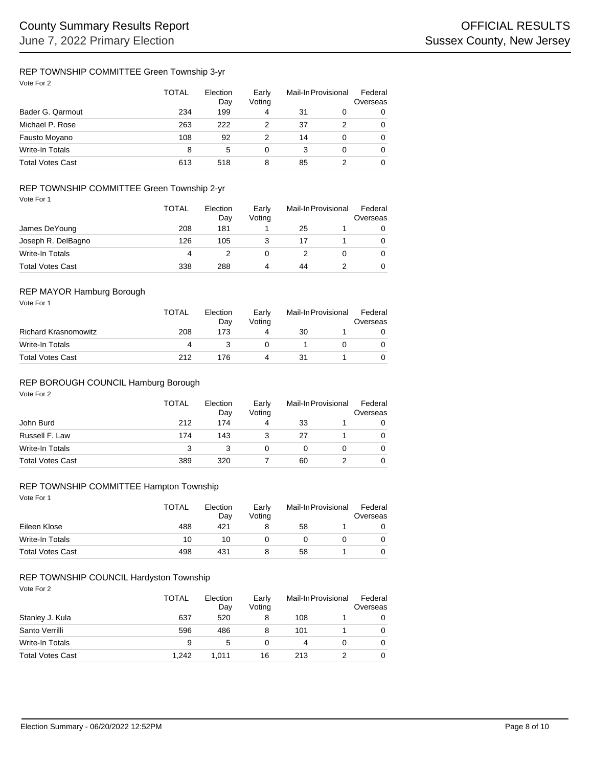## REP TOWNSHIP COMMITTEE Green Township 3-yr

Vote For 2

| | TOTAL | Election Day | Early Voting | Mail-In | Provisional | Federal Overseas |
|---|---|---|---|---|---|---|
| Bader G. Qarmout | 234 | 199 | 4 | 31 | 0 | 0 |
| Michael P. Rose | 263 | 222 | 2 | 37 | 2 | 0 |
| Fausto Moyano | 108 | 92 | 2 | 14 | 0 | 0 |
| Write-In Totals | 8 | 5 | 0 | 3 | 0 | 0 |
| Total Votes Cast | 613 | 518 | 8 | 85 | 2 | 0 |

## REP TOWNSHIP COMMITTEE Green Township 2-yr

Vote For 1

| | TOTAL | Election Day | Early Voting | Mail-In | Provisional | Federal Overseas |
|---|---|---|---|---|---|---|
| James DeYoung | 208 | 181 | 1 | 25 | 1 | 0 |
| Joseph R. DelBagno | 126 | 105 | 3 | 17 | 1 | 0 |
| Write-In Totals | 4 | 2 | 0 | 2 | 0 | 0 |
| Total Votes Cast | 338 | 288 | 4 | 44 | 2 | 0 |

## REP MAYOR Hamburg Borough

Vote For 1

| | TOTAL | Election Day | Early Voting | Mail-In | Provisional | Federal Overseas |
|---|---|---|---|---|---|---|
| Richard Krasnomowitz | 208 | 173 | 4 | 30 | 1 | 0 |
| Write-In Totals | 4 | 3 | 0 | 1 | 0 | 0 |
| Total Votes Cast | 212 | 176 | 4 | 31 | 1 | 0 |

## REP BOROUGH COUNCIL Hamburg Borough

Vote For 2

| | TOTAL | Election Day | Early Voting | Mail-In | Provisional | Federal Overseas |
|---|---|---|---|---|---|---|
| John Burd | 212 | 174 | 4 | 33 | 1 | 0 |
| Russell F. Law | 174 | 143 | 3 | 27 | 1 | 0 |
| Write-In Totals | 3 | 3 | 0 | 0 | 0 | 0 |
| Total Votes Cast | 389 | 320 | 7 | 60 | 2 | 0 |

## REP TOWNSHIP COMMITTEE Hampton Township

Vote For 1

| | TOTAL | Election Day | Early Voting | Mail-In | Provisional | Federal Overseas |
|---|---|---|---|---|---|---|
| Eileen Klose | 488 | 421 | 8 | 58 | 1 | 0 |
| Write-In Totals | 10 | 10 | 0 | 0 | 0 | 0 |
| Total Votes Cast | 498 | 431 | 8 | 58 | 1 | 0 |

## REP TOWNSHIP COUNCIL Hardyston Township

Vote For 2

| | TOTAL | Election Day | Early Voting | Mail-In | Provisional | Federal Overseas |
|---|---|---|---|---|---|---|
| Stanley J. Kula | 637 | 520 | 8 | 108 | 1 | 0 |
| Santo Verrilli | 596 | 486 | 8 | 101 | 1 | 0 |
| Write-In Totals | 9 | 5 | 0 | 4 | 0 | 0 |
| Total Votes Cast | 1,242 | 1,011 | 16 | 213 | 2 | 0 |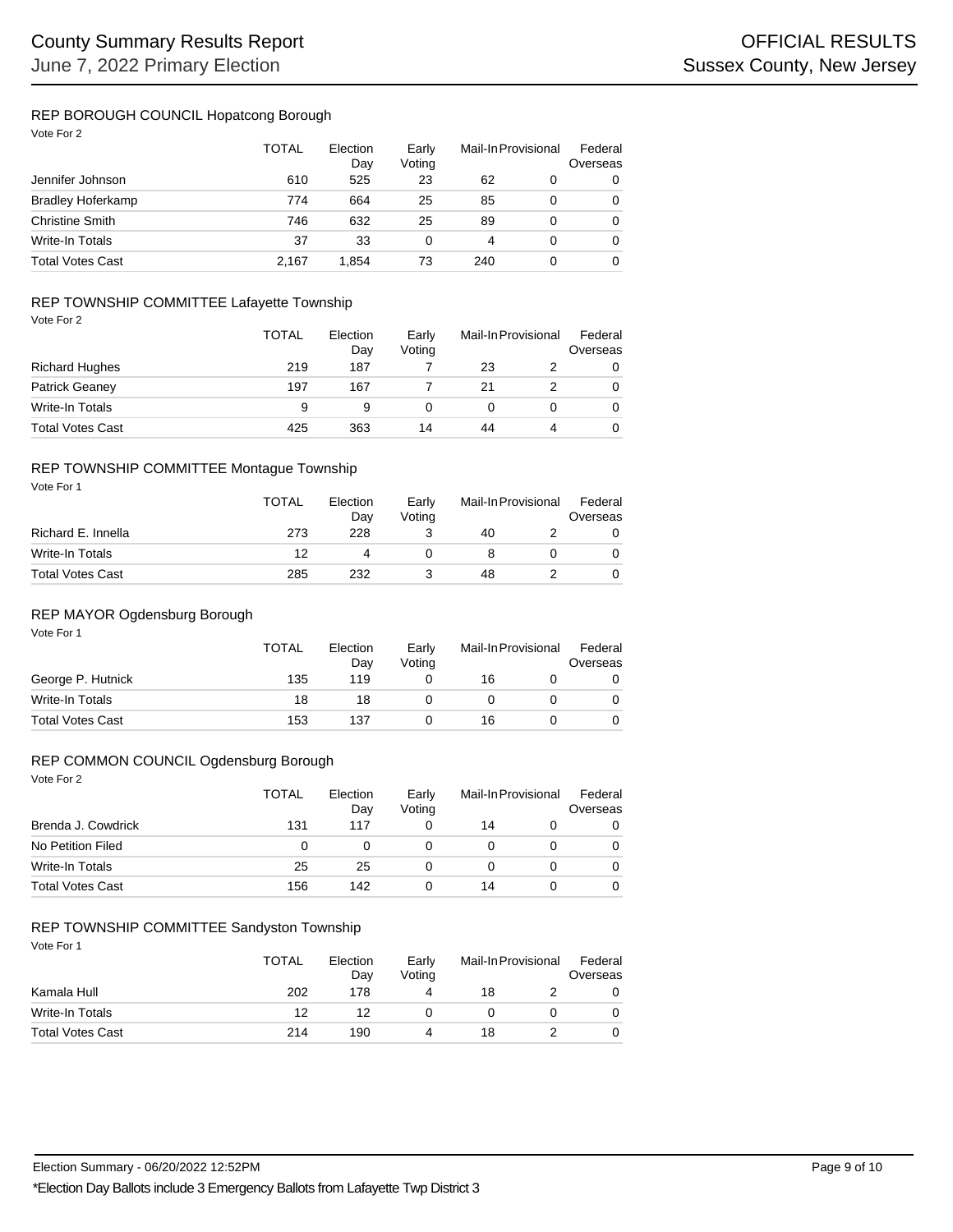## REP BOROUGH COUNCIL Hopatcong Borough

Vote For 2

| | TOTAL | Election Day | Early Voting | Mail-In | Provisional | Federal Overseas |
|---|---|---|---|---|---|---|
| Jennifer Johnson | 610 | 525 | 23 | 62 | 0 | 0 |
| Bradley Hoferkamp | 774 | 664 | 25 | 85 | 0 | 0 |
| Christine Smith | 746 | 632 | 25 | 89 | 0 | 0 |
| Write-In Totals | 37 | 33 | 0 | 4 | 0 | 0 |
| Total Votes Cast | 2,167 | 1,854 | 73 | 240 | 0 | 0 |

## REP TOWNSHIP COMMITTEE Lafayette Township

Vote For 2

| | TOTAL | Election Day | Early Voting | Mail-In | Provisional | Federal Overseas |
|---|---|---|---|---|---|---|
| Richard Hughes | 219 | 187 | 7 | 23 | 2 | 0 |
| Patrick Geaney | 197 | 167 | 7 | 21 | 2 | 0 |
| Write-In Totals | 9 | 9 | 0 | 0 | 0 | 0 |
| Total Votes Cast | 425 | 363 | 14 | 44 | 4 | 0 |

## REP TOWNSHIP COMMITTEE Montague Township

Vote For 1

| | TOTAL | Election Day | Early Voting | Mail-In | Provisional | Federal Overseas |
|---|---|---|---|---|---|---|
| Richard E. Innella | 273 | 228 | 3 | 40 | 2 | 0 |
| Write-In Totals | 12 | 4 | 0 | 8 | 0 | 0 |
| Total Votes Cast | 285 | 232 | 3 | 48 | 2 | 0 |

## REP MAYOR Ogdensburg Borough

Vote For 1

| | TOTAL | Election Day | Early Voting | Mail-In | Provisional | Federal Overseas |
|---|---|---|---|---|---|---|
| George P. Hutnick | 135 | 119 | 0 | 16 | 0 | 0 |
| Write-In Totals | 18 | 18 | 0 | 0 | 0 | 0 |
| Total Votes Cast | 153 | 137 | 0 | 16 | 0 | 0 |

## REP COMMON COUNCIL Ogdensburg Borough

Vote For 2

| | TOTAL | Election Day | Early Voting | Mail-In | Provisional | Federal Overseas |
|---|---|---|---|---|---|---|
| Brenda J. Cowdrick | 131 | 117 | 0 | 14 | 0 | 0 |
| No Petition Filed | 0 | 0 | 0 | 0 | 0 | 0 |
| Write-In Totals | 25 | 25 | 0 | 0 | 0 | 0 |
| Total Votes Cast | 156 | 142 | 0 | 14 | 0 | 0 |

## REP TOWNSHIP COMMITTEE Sandyston Township

Vote For 1

| | TOTAL | Election Day | Early Voting | Mail-In | Provisional | Federal Overseas |
|---|---|---|---|---|---|---|
| Kamala Hull | 202 | 178 | 4 | 18 | 2 | 0 |
| Write-In Totals | 12 | 12 | 0 | 0 | 0 | 0 |
| Total Votes Cast | 214 | 190 | 4 | 18 | 2 | 0 |

*Election Day Ballots include 3 Emergency Ballots from Lafayette Twp District 3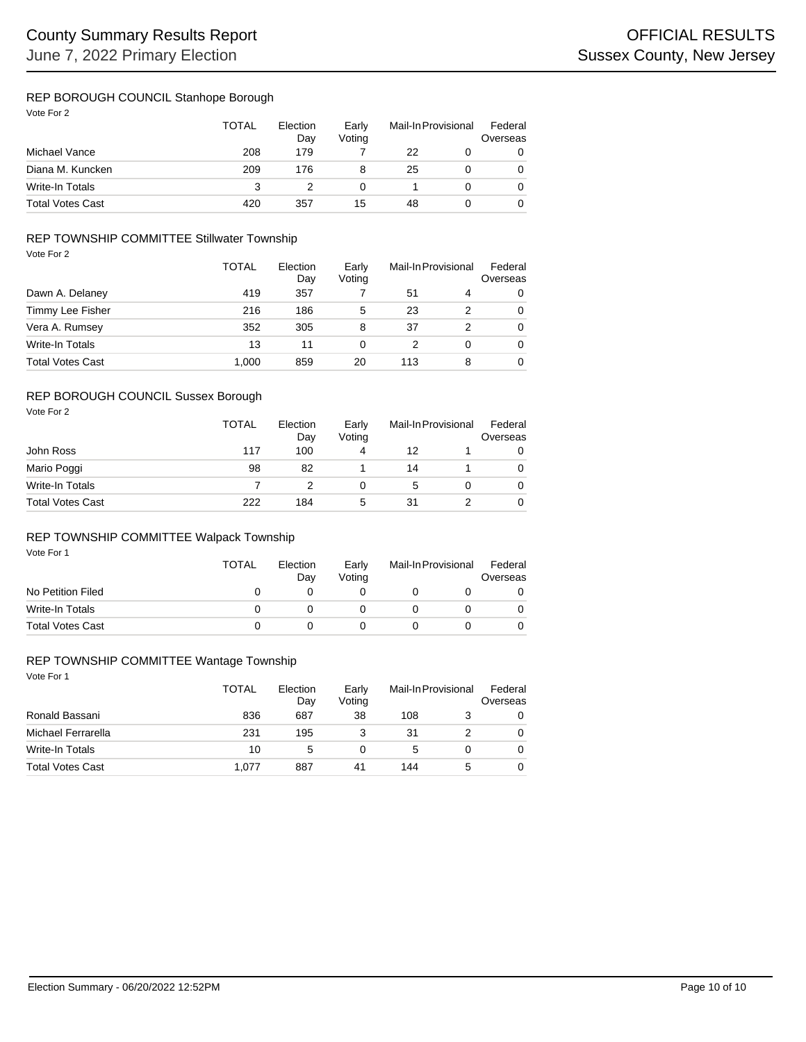## REP BOROUGH COUNCIL Stanhope Borough

Vote For 2

| | TOTAL | Election Day | Early Voting | Mail-In | Provisional | Federal Overseas |
|---|---|---|---|---|---|---|
| Michael Vance | 208 | 179 | 7 | 22 | 0 | 0 |
| Diana M. Kuncken | 209 | 176 | 8 | 25 | 0 | 0 |
| Write-In Totals | 3 | 2 | 0 | 1 | 0 | 0 |
| Total Votes Cast | 420 | 357 | 15 | 48 | 0 | 0 |

## REP TOWNSHIP COMMITTEE Stillwater Township

Vote For 2

| | TOTAL | Election Day | Early Voting | Mail-In | Provisional | Federal Overseas |
|---|---|---|---|---|---|---|
| Dawn A. Delaney | 419 | 357 | 7 | 51 | 4 | 0 |
| Timmy Lee Fisher | 216 | 186 | 5 | 23 | 2 | 0 |
| Vera A. Rumsey | 352 | 305 | 8 | 37 | 2 | 0 |
| Write-In Totals | 13 | 11 | 0 | 2 | 0 | 0 |
| Total Votes Cast | 1,000 | 859 | 20 | 113 | 8 | 0 |

## REP BOROUGH COUNCIL Sussex Borough

Vote For 2

| | TOTAL | Election Day | Early Voting | Mail-In | Provisional | Federal Overseas |
|---|---|---|---|---|---|---|
| John Ross | 117 | 100 | 4 | 12 | 1 | 0 |
| Mario Poggi | 98 | 82 | 1 | 14 | 1 | 0 |
| Write-In Totals | 7 | 2 | 0 | 5 | 0 | 0 |
| Total Votes Cast | 222 | 184 | 5 | 31 | 2 | 0 |

## REP TOWNSHIP COMMITTEE Walpack Township

Vote For 1

| | TOTAL | Election Day | Early Voting | Mail-In | Provisional | Federal Overseas |
|---|---|---|---|---|---|---|
| No Petition Filed | 0 | 0 | 0 | 0 | 0 | 0 |
| Write-In Totals | 0 | 0 | 0 | 0 | 0 | 0 |
| Total Votes Cast | 0 | 0 | 0 | 0 | 0 | 0 |

## REP TOWNSHIP COMMITTEE Wantage Township

Vote For 1

| | TOTAL | Election Day | Early Voting | Mail-In | Provisional | Federal Overseas |
|---|---|---|---|---|---|---|
| Ronald Bassani | 836 | 687 | 38 | 108 | 3 | 0 |
| Michael Ferrarella | 231 | 195 | 3 | 31 | 2 | 0 |
| Write-In Totals | 10 | 5 | 0 | 5 | 0 | 0 |
| Total Votes Cast | 1,077 | 887 | 41 | 144 | 5 | 0 |